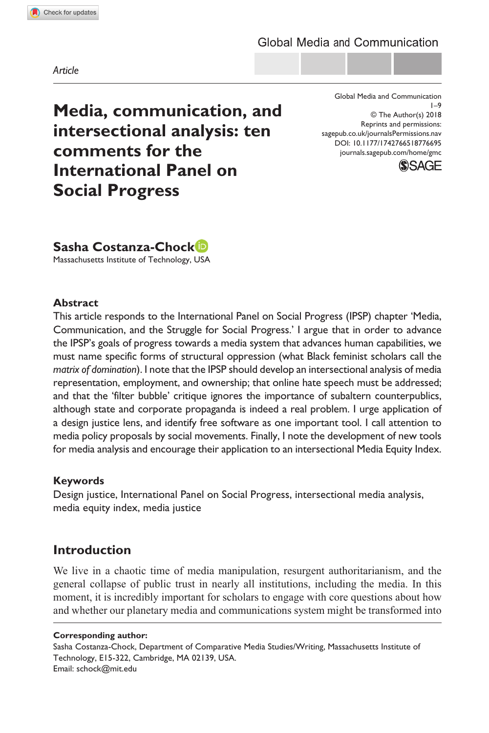Article

# Media, communication, and intersectional analysis: ten comments for the International Panel on Social Progress

**Sasha Costanza-Chock**
Massachusetts Institute of Technology, USA

## Abstract

This article responds to the International Panel on Social Progress (IPSP) chapter 'Media, Communication, and the Struggle for Social Progress.' I argue that in order to advance the IPSP's goals of progress towards a media system that advances human capabilities, we must name specific forms of structural oppression (what Black feminist scholars call the *matrix of domination*). I note that the IPSP should develop an intersectional analysis of media representation, employment, and ownership; that online hate speech must be addressed; and that the 'filter bubble' critique ignores the importance of subaltern counterpublics, although state and corporate propaganda is indeed a real problem. I urge application of a design justice lens, and identify free software as one important tool. I call attention to media policy proposals by social movements. Finally, I note the development of new tools for media analysis and encourage their application to an intersectional Media Equity Index.

## Keywords

Design justice, International Panel on Social Progress, intersectional media analysis, media equity index, media justice

## Introduction

We live in a chaotic time of media manipulation, resurgent authoritarianism, and the general collapse of public trust in nearly all institutions, including the media. In this moment, it is incredibly important for scholars to engage with core questions about how and whether our planetary media and communications system might be transformed into

**Corresponding author:**
Sasha Costanza-Chock, Department of Comparative Media Studies/Writing, Massachusetts Institute of Technology, E15-322, Cambridge, MA 02139, USA.
Email: schock@mit.edu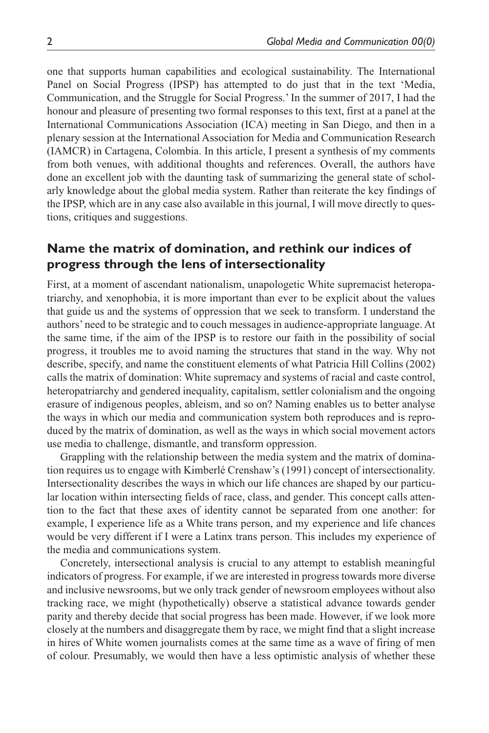one that supports human capabilities and ecological sustainability. The International Panel on Social Progress (IPSP) has attempted to do just that in the text 'Media, Communication, and the Struggle for Social Progress.' In the summer of 2017, I had the honour and pleasure of presenting two formal responses to this text, first at a panel at the International Communications Association (ICA) meeting in San Diego, and then in a plenary session at the International Association for Media and Communication Research (IAMCR) in Cartagena, Colombia. In this article, I present a synthesis of my comments from both venues, with additional thoughts and references. Overall, the authors have done an excellent job with the daunting task of summarizing the general state of scholarly knowledge about the global media system. Rather than reiterate the key findings of the IPSP, which are in any case also available in this journal, I will move directly to questions, critiques and suggestions.

## Name the matrix of domination, and rethink our indices of progress through the lens of intersectionality

First, at a moment of ascendant nationalism, unapologetic White supremacist heteropatriarchy, and xenophobia, it is more important than ever to be explicit about the values that guide us and the systems of oppression that we seek to transform. I understand the authors' need to be strategic and to couch messages in audience-appropriate language. At the same time, if the aim of the IPSP is to restore our faith in the possibility of social progress, it troubles me to avoid naming the structures that stand in the way. Why not describe, specify, and name the constituent elements of what Patricia Hill Collins (2002) calls the matrix of domination: White supremacy and systems of racial and caste control, heteropatriarchy and gendered inequality, capitalism, settler colonialism and the ongoing erasure of indigenous peoples, ableism, and so on? Naming enables us to better analyse the ways in which our media and communication system both reproduces and is reproduced by the matrix of domination, as well as the ways in which social movement actors use media to challenge, dismantle, and transform oppression.

Grappling with the relationship between the media system and the matrix of domination requires us to engage with Kimberlé Crenshaw's (1991) concept of intersectionality. Intersectionality describes the ways in which our life chances are shaped by our particular location within intersecting fields of race, class, and gender. This concept calls attention to the fact that these axes of identity cannot be separated from one another: for example, I experience life as a White trans person, and my experience and life chances would be very different if I were a Latinx trans person. This includes my experience of the media and communications system.

Concretely, intersectional analysis is crucial to any attempt to establish meaningful indicators of progress. For example, if we are interested in progress towards more diverse and inclusive newsrooms, but we only track gender of newsroom employees without also tracking race, we might (hypothetically) observe a statistical advance towards gender parity and thereby decide that social progress has been made. However, if we look more closely at the numbers and disaggregate them by race, we might find that a slight increase in hires of White women journalists comes at the same time as a wave of firing of men of colour. Presumably, we would then have a less optimistic analysis of whether these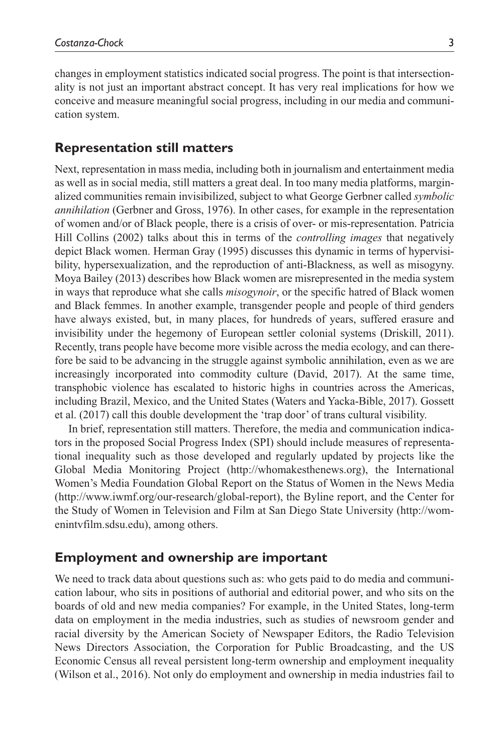changes in employment statistics indicated social progress. The point is that intersectionality is not just an important abstract concept. It has very real implications for how we conceive and measure meaningful social progress, including in our media and communication system.

## Representation still matters

Next, representation in mass media, including both in journalism and entertainment media as well as in social media, still matters a great deal. In too many media platforms, marginalized communities remain invisibilized, subject to what George Gerbner called *symbolic annihilation* (Gerbner and Gross, 1976). In other cases, for example in the representation of women and/or of Black people, there is a crisis of over- or mis-representation. Patricia Hill Collins (2002) talks about this in terms of the *controlling images* that negatively depict Black women. Herman Gray (1995) discusses this dynamic in terms of hypervisibility, hypersexualization, and the reproduction of anti-Blackness, as well as misogyny. Moya Bailey (2013) describes how Black women are misrepresented in the media system in ways that reproduce what she calls *misogynoir*, or the specific hatred of Black women and Black femmes. In another example, transgender people and people of third genders have always existed, but, in many places, for hundreds of years, suffered erasure and invisibility under the hegemony of European settler colonial systems (Driskill, 2011). Recently, trans people have become more visible across the media ecology, and can therefore be said to be advancing in the struggle against symbolic annihilation, even as we are increasingly incorporated into commodity culture (David, 2017). At the same time, transphobic violence has escalated to historic highs in countries across the Americas, including Brazil, Mexico, and the United States (Waters and Yacka-Bible, 2017). Gossett et al. (2017) call this double development the 'trap door' of trans cultural visibility.

In brief, representation still matters. Therefore, the media and communication indicators in the proposed Social Progress Index (SPI) should include measures of representational inequality such as those developed and regularly updated by projects like the Global Media Monitoring Project (http://whomakesthenews.org), the International Women's Media Foundation Global Report on the Status of Women in the News Media (http://www.iwmf.org/our-research/global-report), the Byline report, and the Center for the Study of Women in Television and Film at San Diego State University (http://womenintvfilm.sdsu.edu), among others.

## Employment and ownership are important

We need to track data about questions such as: who gets paid to do media and communication labour, who sits in positions of authorial and editorial power, and who sits on the boards of old and new media companies? For example, in the United States, long-term data on employment in the media industries, such as studies of newsroom gender and racial diversity by the American Society of Newspaper Editors, the Radio Television News Directors Association, the Corporation for Public Broadcasting, and the US Economic Census all reveal persistent long-term ownership and employment inequality (Wilson et al., 2016). Not only do employment and ownership in media industries fail to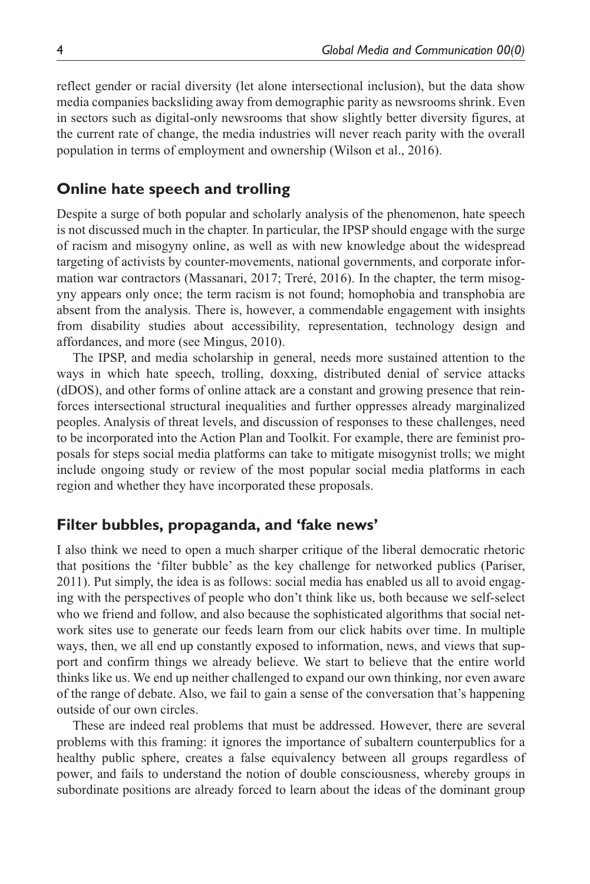reflect gender or racial diversity (let alone intersectional inclusion), but the data show media companies backsliding away from demographic parity as newsrooms shrink. Even in sectors such as digital-only newsrooms that show slightly better diversity figures, at the current rate of change, the media industries will never reach parity with the overall population in terms of employment and ownership (Wilson et al., 2016).

## Online hate speech and trolling

Despite a surge of both popular and scholarly analysis of the phenomenon, hate speech is not discussed much in the chapter. In particular, the IPSP should engage with the surge of racism and misogyny online, as well as with new knowledge about the widespread targeting of activists by counter-movements, national governments, and corporate information war contractors (Massanari, 2017; Treré, 2016). In the chapter, the term misogyny appears only once; the term racism is not found; homophobia and transphobia are absent from the analysis. There is, however, a commendable engagement with insights from disability studies about accessibility, representation, technology design and affordances, and more (see Mingus, 2010).

The IPSP, and media scholarship in general, needs more sustained attention to the ways in which hate speech, trolling, doxxing, distributed denial of service attacks (dDOS), and other forms of online attack are a constant and growing presence that reinforces intersectional structural inequalities and further oppresses already marginalized peoples. Analysis of threat levels, and discussion of responses to these challenges, need to be incorporated into the Action Plan and Toolkit. For example, there are feminist proposals for steps social media platforms can take to mitigate misogynist trolls; we might include ongoing study or review of the most popular social media platforms in each region and whether they have incorporated these proposals.

## Filter bubbles, propaganda, and 'fake news'

I also think we need to open a much sharper critique of the liberal democratic rhetoric that positions the 'filter bubble' as the key challenge for networked publics (Pariser, 2011). Put simply, the idea is as follows: social media has enabled us all to avoid engaging with the perspectives of people who don't think like us, both because we self-select who we friend and follow, and also because the sophisticated algorithms that social network sites use to generate our feeds learn from our click habits over time. In multiple ways, then, we all end up constantly exposed to information, news, and views that support and confirm things we already believe. We start to believe that the entire world thinks like us. We end up neither challenged to expand our own thinking, nor even aware of the range of debate. Also, we fail to gain a sense of the conversation that's happening outside of our own circles.

These are indeed real problems that must be addressed. However, there are several problems with this framing: it ignores the importance of subaltern counterpublics for a healthy public sphere, creates a false equivalency between all groups regardless of power, and fails to understand the notion of double consciousness, whereby groups in subordinate positions are already forced to learn about the ideas of the dominant group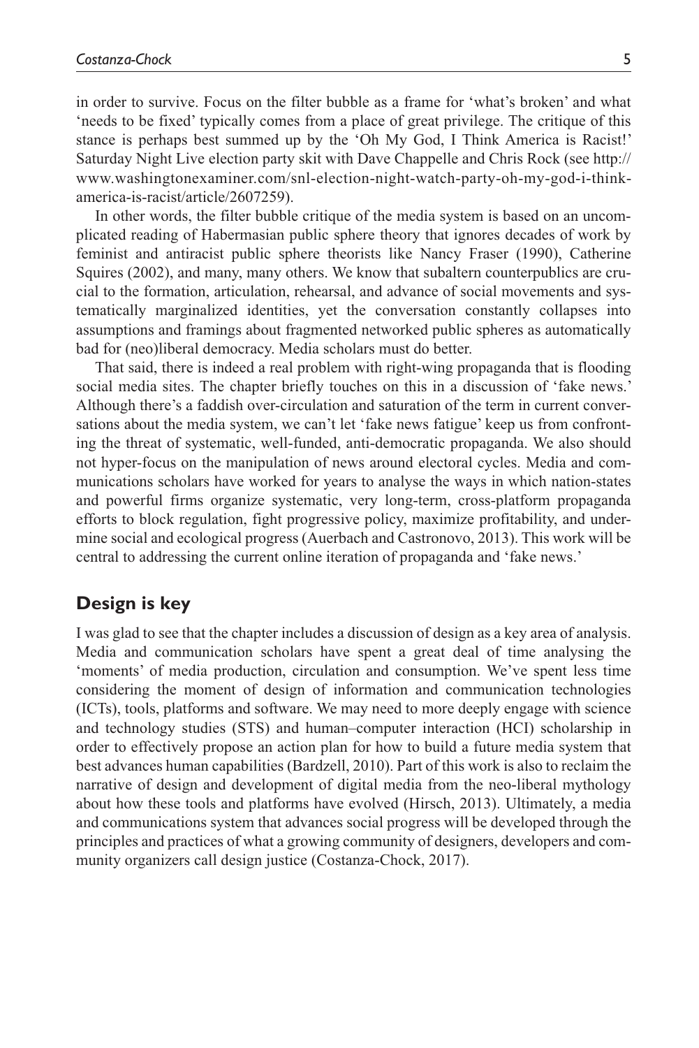in order to survive. Focus on the filter bubble as a frame for 'what's broken' and what 'needs to be fixed' typically comes from a place of great privilege. The critique of this stance is perhaps best summed up by the 'Oh My God, I Think America is Racist!' Saturday Night Live election party skit with Dave Chappelle and Chris Rock (see http://www.washingtonexaminer.com/snl-election-night-watch-party-oh-my-god-i-think-america-is-racist/article/2607259).

In other words, the filter bubble critique of the media system is based on an uncomplicated reading of Habermasian public sphere theory that ignores decades of work by feminist and antiracist public sphere theorists like Nancy Fraser (1990), Catherine Squires (2002), and many, many others. We know that subaltern counterpublics are crucial to the formation, articulation, rehearsal, and advance of social movements and systematically marginalized identities, yet the conversation constantly collapses into assumptions and framings about fragmented networked public spheres as automatically bad for (neo)liberal democracy. Media scholars must do better.

That said, there is indeed a real problem with right-wing propaganda that is flooding social media sites. The chapter briefly touches on this in a discussion of 'fake news.' Although there's a faddish over-circulation and saturation of the term in current conversations about the media system, we can't let 'fake news fatigue' keep us from confronting the threat of systematic, well-funded, anti-democratic propaganda. We also should not hyper-focus on the manipulation of news around electoral cycles. Media and communications scholars have worked for years to analyse the ways in which nation-states and powerful firms organize systematic, very long-term, cross-platform propaganda efforts to block regulation, fight progressive policy, maximize profitability, and undermine social and ecological progress (Auerbach and Castronovo, 2013). This work will be central to addressing the current online iteration of propaganda and 'fake news.'

## Design is key

I was glad to see that the chapter includes a discussion of design as a key area of analysis. Media and communication scholars have spent a great deal of time analysing the 'moments' of media production, circulation and consumption. We've spent less time considering the moment of design of information and communication technologies (ICTs), tools, platforms and software. We may need to more deeply engage with science and technology studies (STS) and human–computer interaction (HCI) scholarship in order to effectively propose an action plan for how to build a future media system that best advances human capabilities (Bardzell, 2010). Part of this work is also to reclaim the narrative of design and development of digital media from the neo-liberal mythology about how these tools and platforms have evolved (Hirsch, 2013). Ultimately, a media and communications system that advances social progress will be developed through the principles and practices of what a growing community of designers, developers and community organizers call design justice (Costanza-Chock, 2017).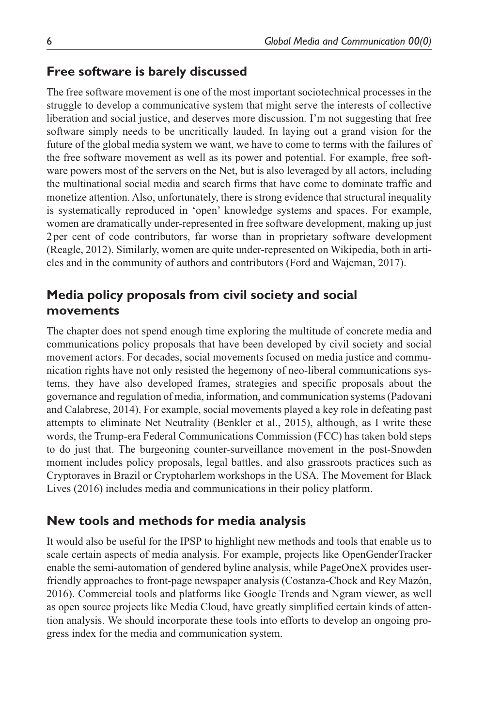## Free software is barely discussed

The free software movement is one of the most important sociotechnical processes in the struggle to develop a communicative system that might serve the interests of collective liberation and social justice, and deserves more discussion. I'm not suggesting that free software simply needs to be uncritically lauded. In laying out a grand vision for the future of the global media system we want, we have to come to terms with the failures of the free software movement as well as its power and potential. For example, free software powers most of the servers on the Net, but is also leveraged by all actors, including the multinational social media and search firms that have come to dominate traffic and monetize attention. Also, unfortunately, there is strong evidence that structural inequality is systematically reproduced in 'open' knowledge systems and spaces. For example, women are dramatically under-represented in free software development, making up just 2 per cent of code contributors, far worse than in proprietary software development (Reagle, 2012). Similarly, women are quite under-represented on Wikipedia, both in articles and in the community of authors and contributors (Ford and Wajcman, 2017).

## Media policy proposals from civil society and social movements

The chapter does not spend enough time exploring the multitude of concrete media and communications policy proposals that have been developed by civil society and social movement actors. For decades, social movements focused on media justice and communication rights have not only resisted the hegemony of neo-liberal communications systems, they have also developed frames, strategies and specific proposals about the governance and regulation of media, information, and communication systems (Padovani and Calabrese, 2014). For example, social movements played a key role in defeating past attempts to eliminate Net Neutrality (Benkler et al., 2015), although, as I write these words, the Trump-era Federal Communications Commission (FCC) has taken bold steps to do just that. The burgeoning counter-surveillance movement in the post-Snowden moment includes policy proposals, legal battles, and also grassroots practices such as Cryptoraves in Brazil or Cryptoharlem workshops in the USA. The Movement for Black Lives (2016) includes media and communications in their policy platform.

## New tools and methods for media analysis

It would also be useful for the IPSP to highlight new methods and tools that enable us to scale certain aspects of media analysis. For example, projects like OpenGenderTracker enable the semi-automation of gendered byline analysis, while PageOneX provides user-friendly approaches to front-page newspaper analysis (Costanza-Chock and Rey Mazón, 2016). Commercial tools and platforms like Google Trends and Ngram viewer, as well as open source projects like Media Cloud, have greatly simplified certain kinds of attention analysis. We should incorporate these tools into efforts to develop an ongoing progress index for the media and communication system.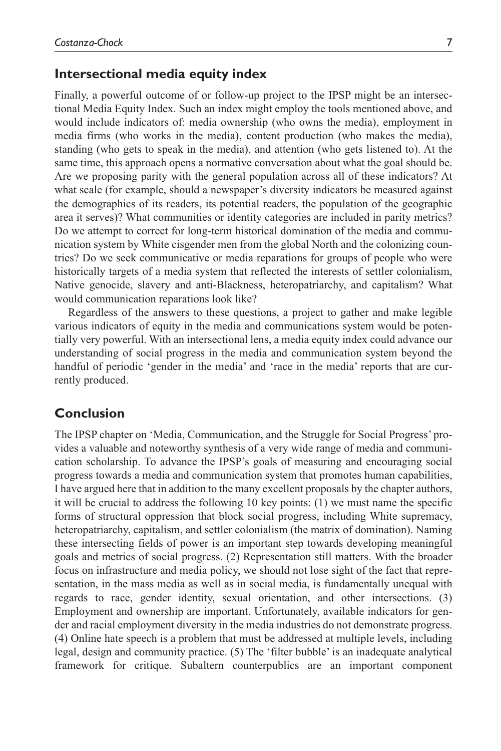## Intersectional media equity index

Finally, a powerful outcome of or follow-up project to the IPSP might be an intersectional Media Equity Index. Such an index might employ the tools mentioned above, and would include indicators of: media ownership (who owns the media), employment in media firms (who works in the media), content production (who makes the media), standing (who gets to speak in the media), and attention (who gets listened to). At the same time, this approach opens a normative conversation about what the goal should be. Are we proposing parity with the general population across all of these indicators? At what scale (for example, should a newspaper's diversity indicators be measured against the demographics of its readers, its potential readers, the population of the geographic area it serves)? What communities or identity categories are included in parity metrics? Do we attempt to correct for long-term historical domination of the media and communication system by White cisgender men from the global North and the colonizing countries? Do we seek communicative or media reparations for groups of people who were historically targets of a media system that reflected the interests of settler colonialism, Native genocide, slavery and anti-Blackness, heteropatriarchy, and capitalism? What would communication reparations look like?

Regardless of the answers to these questions, a project to gather and make legible various indicators of equity in the media and communications system would be potentially very powerful. With an intersectional lens, a media equity index could advance our understanding of social progress in the media and communication system beyond the handful of periodic 'gender in the media' and 'race in the media' reports that are currently produced.

## Conclusion

The IPSP chapter on 'Media, Communication, and the Struggle for Social Progress' provides a valuable and noteworthy synthesis of a very wide range of media and communication scholarship. To advance the IPSP's goals of measuring and encouraging social progress towards a media and communication system that promotes human capabilities, I have argued here that in addition to the many excellent proposals by the chapter authors, it will be crucial to address the following 10 key points: (1) we must name the specific forms of structural oppression that block social progress, including White supremacy, heteropatriarchy, capitalism, and settler colonialism (the matrix of domination). Naming these intersecting fields of power is an important step towards developing meaningful goals and metrics of social progress. (2) Representation still matters. With the broader focus on infrastructure and media policy, we should not lose sight of the fact that representation, in the mass media as well as in social media, is fundamentally unequal with regards to race, gender identity, sexual orientation, and other intersections. (3) Employment and ownership are important. Unfortunately, available indicators for gender and racial employment diversity in the media industries do not demonstrate progress. (4) Online hate speech is a problem that must be addressed at multiple levels, including legal, design and community practice. (5) The 'filter bubble' is an inadequate analytical framework for critique. Subaltern counterpublics are an important component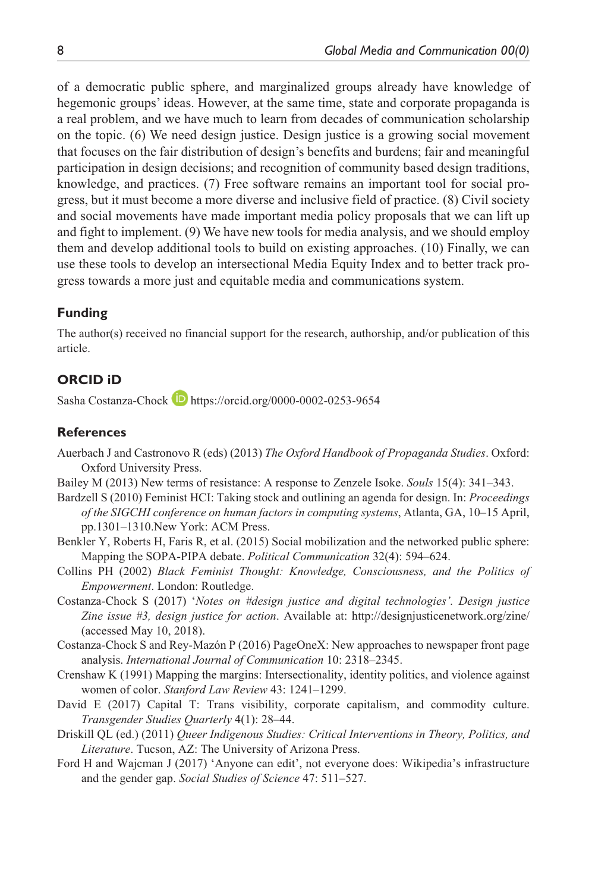of a democratic public sphere, and marginalized groups already have knowledge of hegemonic groups' ideas. However, at the same time, state and corporate propaganda is a real problem, and we have much to learn from decades of communication scholarship on the topic. (6) We need design justice. Design justice is a growing social movement that focuses on the fair distribution of design's benefits and burdens; fair and meaningful participation in design decisions; and recognition of community based design traditions, knowledge, and practices. (7) Free software remains an important tool for social progress, but it must become a more diverse and inclusive field of practice. (8) Civil society and social movements have made important media policy proposals that we can lift up and fight to implement. (9) We have new tools for media analysis, and we should employ them and develop additional tools to build on existing approaches. (10) Finally, we can use these tools to develop an intersectional Media Equity Index and to better track progress towards a more just and equitable media and communications system.

## Funding

The author(s) received no financial support for the research, authorship, and/or publication of this article.

## ORCID iD

Sasha Costanza-Chock https://orcid.org/0000-0002-0253-9654

## References

Auerbach J and Castronovo R (eds) (2013) *The Oxford Handbook of Propaganda Studies*. Oxford: Oxford University Press.

Bailey M (2013) New terms of resistance: A response to Zenzele Isoke. *Souls* 15(4): 341–343.

Bardzell S (2010) Feminist HCI: Taking stock and outlining an agenda for design. In: *Proceedings of the SIGCHI conference on human factors in computing systems*, Atlanta, GA, 10–15 April, pp.1301–1310.New York: ACM Press.

Benkler Y, Roberts H, Faris R, et al. (2015) Social mobilization and the networked public sphere: Mapping the SOPA-PIPA debate. *Political Communication* 32(4): 594–624.

Collins PH (2002) *Black Feminist Thought: Knowledge, Consciousness, and the Politics of Empowerment*. London: Routledge.

Costanza-Chock S (2017) '*Notes on #design justice and digital technologies'. Design justice Zine issue #3, design justice for action*. Available at: http://designjusticenetwork.org/zine/ (accessed May 10, 2018).

Costanza-Chock S and Rey-Mazón P (2016) PageOneX: New approaches to newspaper front page analysis. *International Journal of Communication* 10: 2318–2345.

Crenshaw K (1991) Mapping the margins: Intersectionality, identity politics, and violence against women of color. *Stanford Law Review* 43: 1241–1299.

David E (2017) Capital T: Trans visibility, corporate capitalism, and commodity culture. *Transgender Studies Quarterly* 4(1): 28–44.

Driskill QL (ed.) (2011) *Queer Indigenous Studies: Critical Interventions in Theory, Politics, and Literature*. Tucson, AZ: The University of Arizona Press.

Ford H and Wajcman J (2017) 'Anyone can edit', not everyone does: Wikipedia's infrastructure and the gender gap. *Social Studies of Science* 47: 511–527.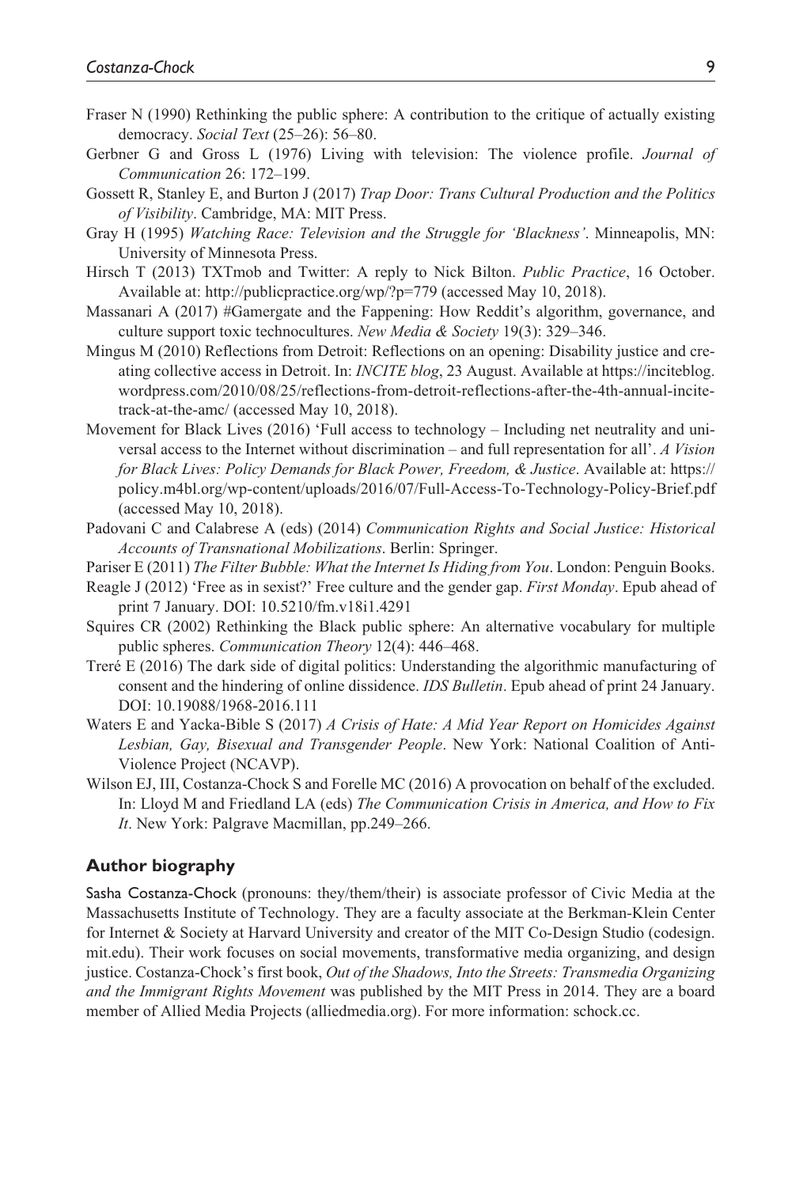Fraser N (1990) Rethinking the public sphere: A contribution to the critique of actually existing democracy. *Social Text* (25–26): 56–80.

Gerbner G and Gross L (1976) Living with television: The violence profile. *Journal of Communication* 26: 172–199.

Gossett R, Stanley E, and Burton J (2017) *Trap Door: Trans Cultural Production and the Politics of Visibility*. Cambridge, MA: MIT Press.

Gray H (1995) *Watching Race: Television and the Struggle for 'Blackness'*. Minneapolis, MN: University of Minnesota Press.

Hirsch T (2013) TXTmob and Twitter: A reply to Nick Bilton. *Public Practice*, 16 October. Available at: http://publicpractice.org/wp/?p=779 (accessed May 10, 2018).

Massanari A (2017) #Gamergate and the Fappening: How Reddit's algorithm, governance, and culture support toxic technocultures. *New Media & Society* 19(3): 329–346.

Mingus M (2010) Reflections from Detroit: Reflections on an opening: Disability justice and creating collective access in Detroit. In: *INCITE blog*, 23 August. Available at https://inciteblog.wordpress.com/2010/08/25/reflections-from-detroit-reflections-after-the-4th-annual-incite-track-at-the-amc/ (accessed May 10, 2018).

Movement for Black Lives (2016) 'Full access to technology – Including net neutrality and universal access to the Internet without discrimination – and full representation for all'. *A Vision for Black Lives: Policy Demands for Black Power, Freedom, & Justice*. Available at: https://policy.m4bl.org/wp-content/uploads/2016/07/Full-Access-To-Technology-Policy-Brief.pdf (accessed May 10, 2018).

Padovani C and Calabrese A (eds) (2014) *Communication Rights and Social Justice: Historical Accounts of Transnational Mobilizations*. Berlin: Springer.

Pariser E (2011) *The Filter Bubble: What the Internet Is Hiding from You*. London: Penguin Books.

Reagle J (2012) 'Free as in sexist?' Free culture and the gender gap. *First Monday*. Epub ahead of print 7 January. DOI: 10.5210/fm.v18i1.4291

Squires CR (2002) Rethinking the Black public sphere: An alternative vocabulary for multiple public spheres. *Communication Theory* 12(4): 446–468.

Treré E (2016) The dark side of digital politics: Understanding the algorithmic manufacturing of consent and the hindering of online dissidence. *IDS Bulletin*. Epub ahead of print 24 January. DOI: 10.19088/1968-2016.111

Waters E and Yacka-Bible S (2017) *A Crisis of Hate: A Mid Year Report on Homicides Against Lesbian, Gay, Bisexual and Transgender People*. New York: National Coalition of Anti-Violence Project (NCAVP).

Wilson EJ, III, Costanza-Chock S and Forelle MC (2016) A provocation on behalf of the excluded. In: Lloyd M and Friedland LA (eds) *The Communication Crisis in America, and How to Fix It*. New York: Palgrave Macmillan, pp.249–266.

## Author biography

Sasha Costanza-Chock (pronouns: they/them/their) is associate professor of Civic Media at the Massachusetts Institute of Technology. They are a faculty associate at the Berkman-Klein Center for Internet & Society at Harvard University and creator of the MIT Co-Design Studio (codesign.mit.edu). Their work focuses on social movements, transformative media organizing, and design justice. Costanza-Chock's first book, *Out of the Shadows, Into the Streets: Transmedia Organizing and the Immigrant Rights Movement* was published by the MIT Press in 2014. They are a board member of Allied Media Projects (alliedmedia.org). For more information: schock.cc.